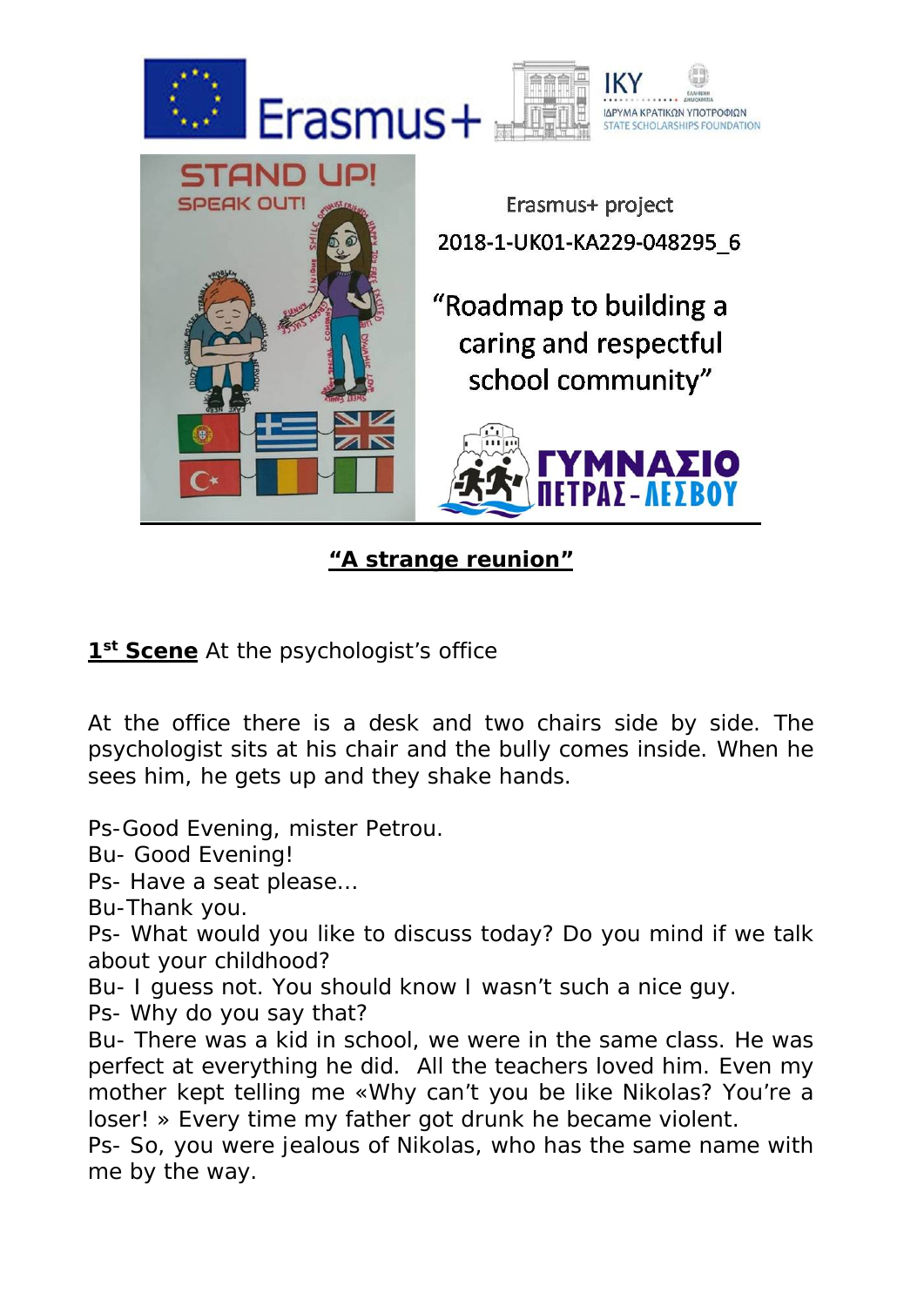Erasmus+ project

2018-1-UK01-KA229-048295_6

"Roadmap to building a caring and respectful school community"

## "A strange reunion"

**1st Scene** At the psychologist's office

At the office there is a desk and two chairs side by side. The psychologist sits at his chair and the bully comes inside. When he sees him, he gets up and they shake hands.

Ps-Good Evening, mister Petrou.
Bu- Good Evening!
Ps- Have a seat please...
Bu-Thank you.
Ps- What would you like to discuss today? Do you mind if we talk about your childhood?
Bu- I guess not. You should know I wasn't such a nice guy.
Ps- Why do you say that?
Bu- There was a kid in school, we were in the same class. He was perfect at everything he did. All the teachers loved him. Even my mother kept telling me «Why can't you be like Nikolas? You're a loser! » Every time my father got drunk he became violent.
Ps- So, you were jealous of Nikolas, who has the same name with me by the way.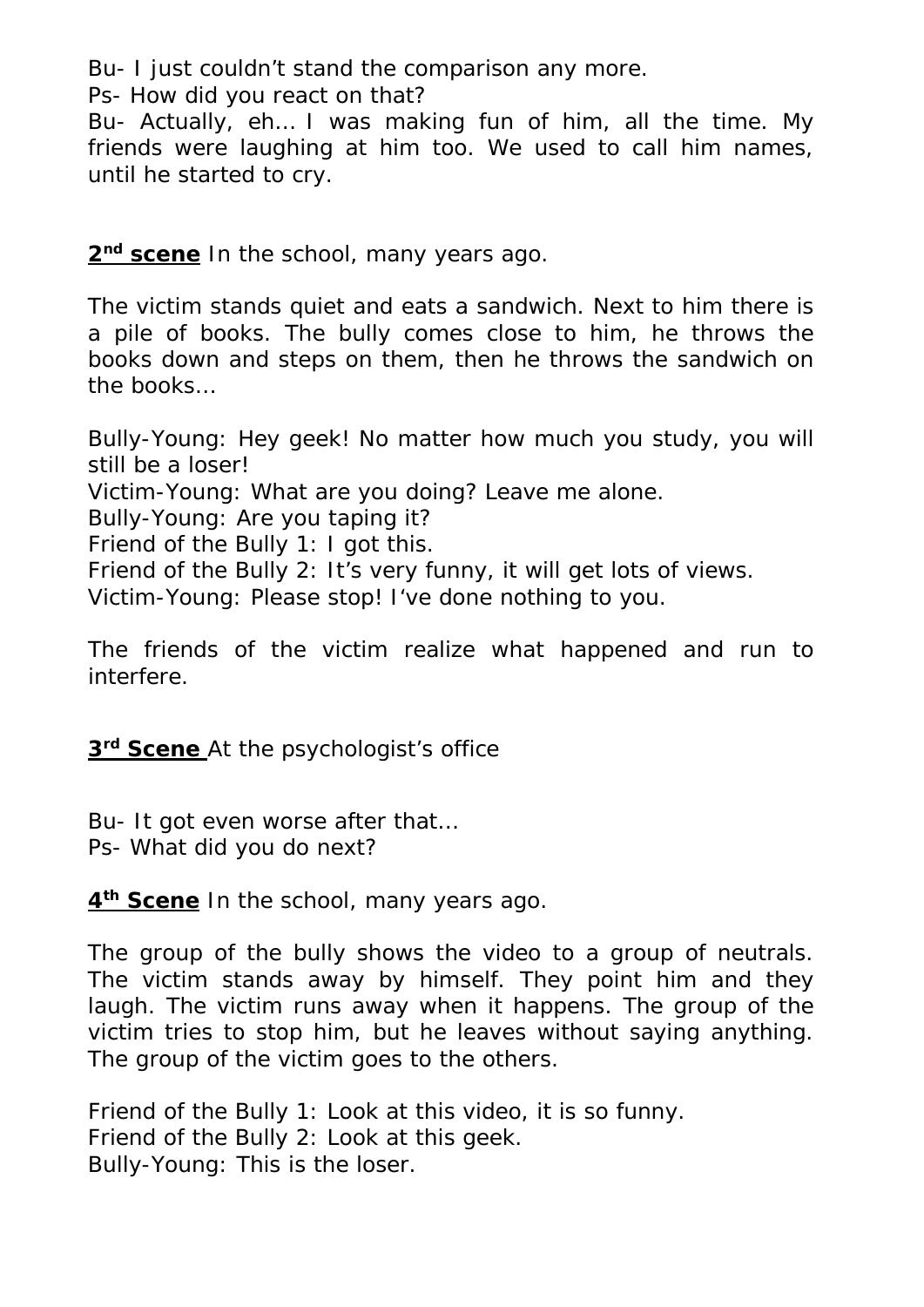Bu- I just couldn't stand the comparison any more.
Ps- How did you react on that?
Bu- Actually, eh… I was making fun of him, all the time. My friends were laughing at him too. We used to call him names, until he started to cry.

**2nd scene** In the school, many years ago.

The victim stands quiet and eats a sandwich. Next to him there is a pile of books. The bully comes close to him, he throws the books down and steps on them, then he throws the sandwich on the books…

Bully-Young: Hey geek! No matter how much you study, you will still be a loser!
Victim-Young: What are you doing? Leave me alone.
Bully-Young: Are you taping it?
Friend of the Bully 1: I got this.
Friend of the Bully 2: It's very funny, it will get lots of views.
Victim-Young: Please stop! I've done nothing to you.

The friends of the victim realize what happened and run to interfere.

**3rd Scene** At the psychologist's office

Bu- It got even worse after that…
Ps- What did you do next?

**4th Scene** In the school, many years ago.

The group of the bully shows the video to a group of neutrals. The victim stands away by himself. They point him and they laugh. The victim runs away when it happens. The group of the victim tries to stop him, but he leaves without saying anything. The group of the victim goes to the others.

Friend of the Bully 1: Look at this video, it is so funny.
Friend of the Bully 2: Look at this geek.
Bully-Young: This is the loser.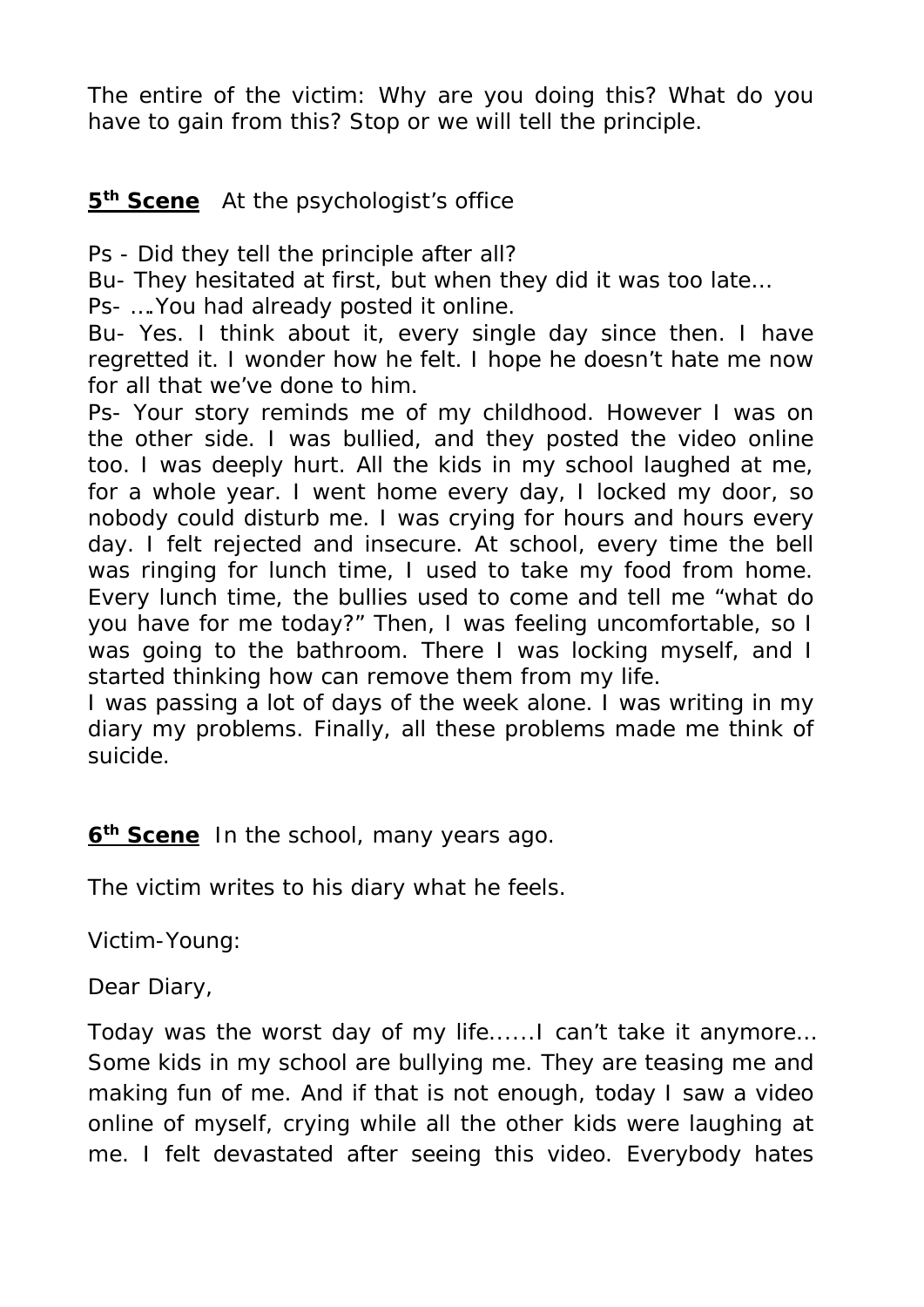The entire of the victim: Why are you doing this? What do you have to gain from this? Stop or we will tell the principle.

**5th Scene** At the psychologist's office

Ps - Did they tell the principle after all?
Bu- They hesitated at first, but when they did it was too late…
Ps- ….You had already posted it online.
Bu- Yes. I think about it, every single day since then. I have regretted it. I wonder how he felt. I hope he doesn't hate me now for all that we've done to him.
Ps- Your story reminds me of my childhood. However I was on the other side. I was bullied, and they posted the video online too. I was deeply hurt. All the kids in my school laughed at me, for a whole year. I went home every day, I locked my door, so nobody could disturb me. I was crying for hours and hours every day. I felt rejected and insecure. At school, every time the bell was ringing for lunch time, I used to take my food from home. Every lunch time, the bullies used to come and tell me "what do you have for me today?" Then, I was feeling uncomfortable, so I was going to the bathroom. There I was locking myself, and I started thinking how can remove them from my life.
I was passing a lot of days of the week alone. I was writing in my diary my problems. Finally, all these problems made me think of suicide.

**6th Scene** In the school, many years ago.

The victim writes to his diary what he feels.

Victim-Young:

Dear Diary,

Today was the worst day of my life……I can't take it anymore… Some kids in my school are bullying me. They are teasing me and making fun of me. And if that is not enough, today I saw a video online of myself, crying while all the other kids were laughing at me. I felt devastated after seeing this video. Everybody hates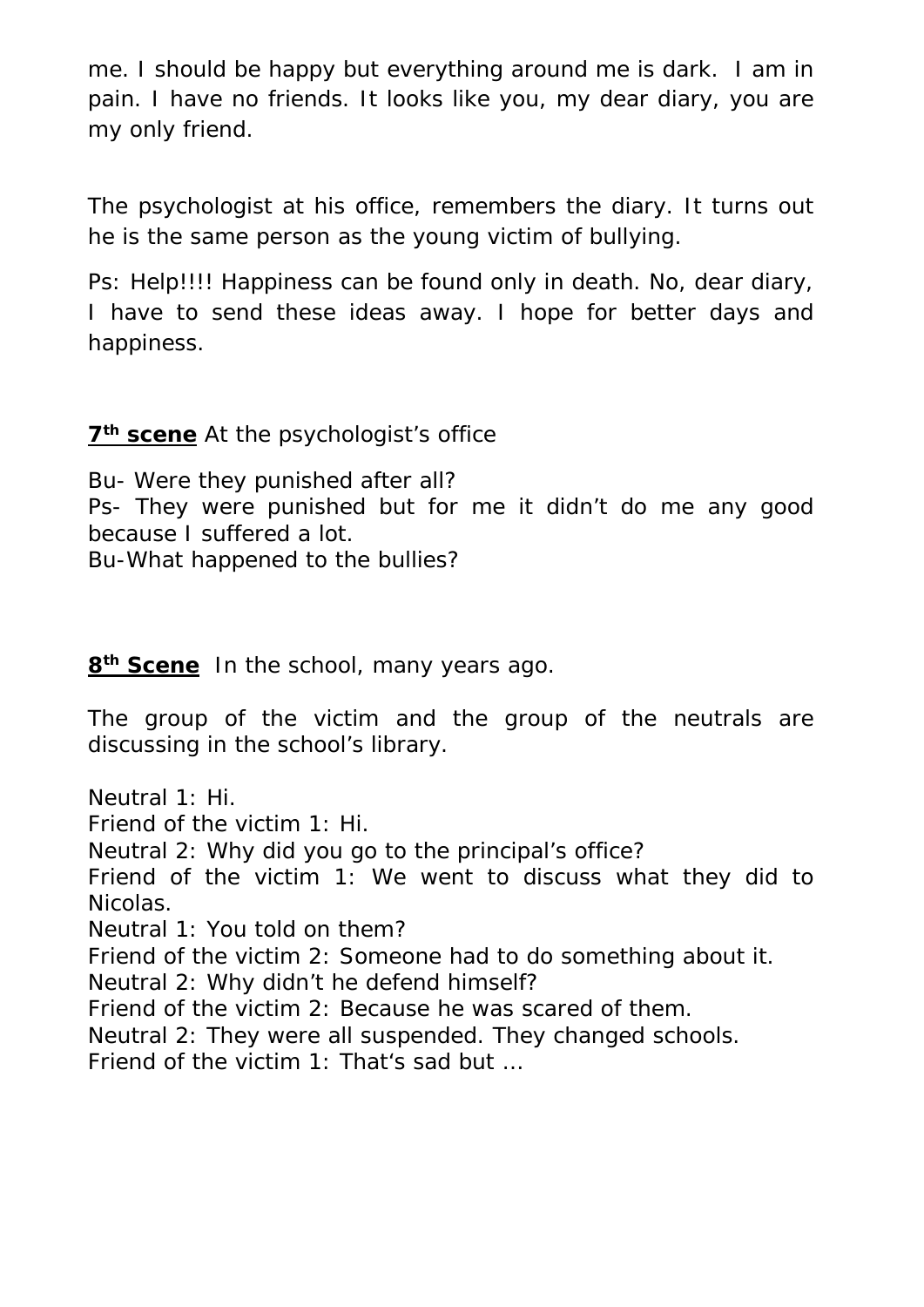me. I should be happy but everything around me is dark. I am in pain. I have no friends. It looks like you, my dear diary, you are my only friend.

The psychologist at his office, remembers the diary. It turns out he is the same person as the young victim of bullying.

Ps: Help!!!! Happiness can be found only in death. No, dear diary, I have to send these ideas away. I hope for better days and happiness.

**<u>7th scene</u>** At the psychologist's office

Bu- Were they punished after all?
Ps- They were punished but for me it didn't do me any good because I suffered a lot.
Bu-What happened to the bullies?

**<u>8th Scene</u>** In the school, many years ago.

The group of the victim and the group of the neutrals are discussing in the school's library.

Neutral 1: Hi.
Friend of the victim 1: Hi.
Neutral 2: Why did you go to the principal's office?
Friend of the victim 1: We went to discuss what they did to Nicolas.
Neutral 1: You told on them?
Friend of the victim 2: Someone had to do something about it.
Neutral 2: Why didn't he defend himself?
Friend of the victim 2: Because he was scared of them.
Neutral 2: They were all suspended. They changed schools.
Friend of the victim 1: That's sad but …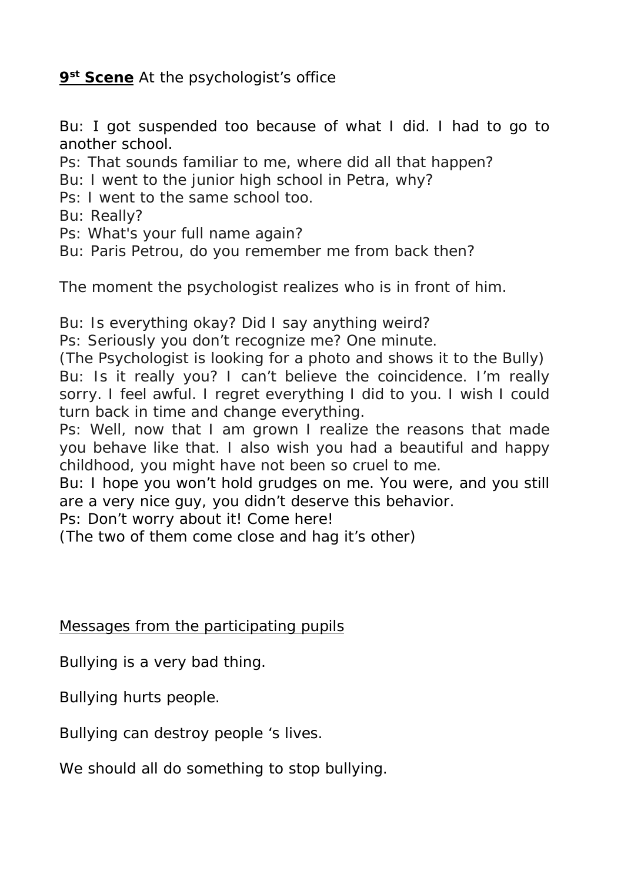**9st Scene** At the psychologist's office

Bu: I got suspended too because of what I did. I had to go to another school.
Ps: That sounds familiar to me, where did all that happen?
Bu: I went to the junior high school in Petra, why?
Ps: I went to the same school too.
Bu: Really?
Ps: What's your full name again?
Bu: Paris Petrou, do you remember me from back then?

The moment the psychologist realizes who is in front of him.

Bu: Is everything okay? Did I say anything weird?
Ps: Seriously you don't recognize me? One minute.
(The Psychologist is looking for a photo and shows it to the Bully)
Bu: Is it really you? I can't believe the coincidence. I'm really sorry. I feel awful. I regret everything I did to you. I wish I could turn back in time and change everything.
Ps: Well, now that I am grown I realize the reasons that made you behave like that. I also wish you had a beautiful and happy childhood, you might have not been so cruel to me.
Bu: I hope you won't hold grudges on me. You were, and you still are a very nice guy, you didn't deserve this behavior.
Ps: Don't worry about it! Come here!
(The two of them come close and hag it's other)

Messages from the participating pupils

Bullying is a very bad thing.

Bullying hurts people.

Bullying can destroy people 's lives.

We should all do something to stop bullying.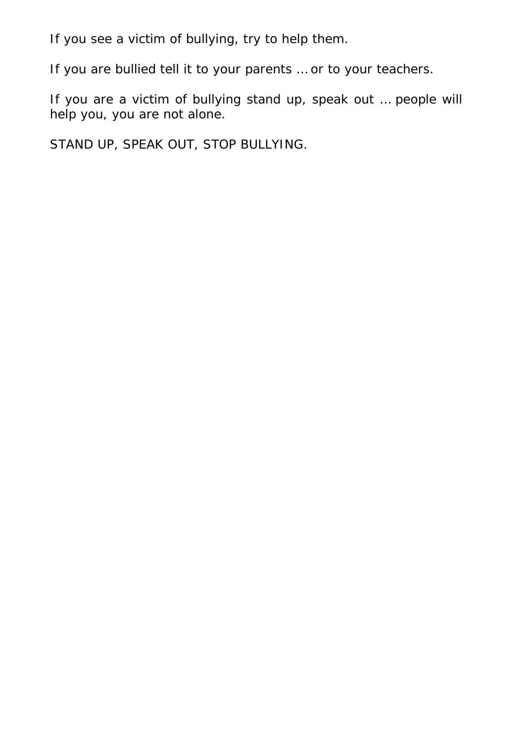If you see a victim of bullying, try to help them.

If you are bullied tell it to your parents … or to your teachers.

If you are a victim of bullying stand up, speak out … people will help you, you are not alone.

STAND UP, SPEAK OUT, STOP BULLYING.